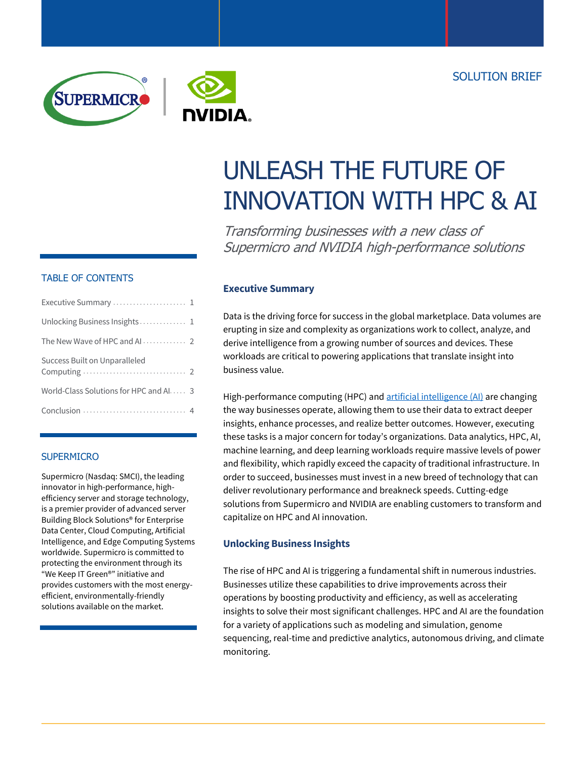SOLUTION BRIEF

# UNLEASH THE FUTURE OF INNOVATION WITH HPC & AI

*Transforming businesses with a new class of Supermicro and NVIDIA high-performance solutions*

## TABLE OF CONTENTS

| | |
|---|---|
| Executive Summary | 1 |
| Unlocking Business Insights | 1 |
| The New Wave of HPC and AI | 2 |
| Success Built on Unparalleled Computing | 2 |
| World-Class Solutions for HPC and AI | 3 |
| Conclusion | 4 |

## SUPERMICRO

Supermicro (Nasdaq: SMCI), the leading innovator in high-performance, high-efficiency server and storage technology, is a premier provider of advanced server Building Block Solutions® for Enterprise Data Center, Cloud Computing, Artificial Intelligence, and Edge Computing Systems worldwide. Supermicro is committed to protecting the environment through its "We Keep IT Green®" initiative and provides customers with the most energy-efficient, environmentally-friendly solutions available on the market.

### Executive Summary

Data is the driving force for success in the global marketplace. Data volumes are erupting in size and complexity as organizations work to collect, analyze, and derive intelligence from a growing number of sources and devices. These workloads are critical to powering applications that translate insight into business value.

High-performance computing (HPC) and artificial intelligence (AI) are changing the way businesses operate, allowing them to use their data to extract deeper insights, enhance processes, and realize better outcomes. However, executing these tasks is a major concern for today's organizations. Data analytics, HPC, AI, machine learning, and deep learning workloads require massive levels of power and flexibility, which rapidly exceed the capacity of traditional infrastructure. In order to succeed, businesses must invest in a new breed of technology that can deliver revolutionary performance and breakneck speeds. Cutting-edge solutions from Supermicro and NVIDIA are enabling customers to transform and capitalize on HPC and AI innovation.

### Unlocking Business Insights

The rise of HPC and AI is triggering a fundamental shift in numerous industries. Businesses utilize these capabilities to drive improvements across their operations by boosting productivity and efficiency, as well as accelerating insights to solve their most significant challenges. HPC and AI are the foundation for a variety of applications such as modeling and simulation, genome sequencing, real-time and predictive analytics, autonomous driving, and climate monitoring.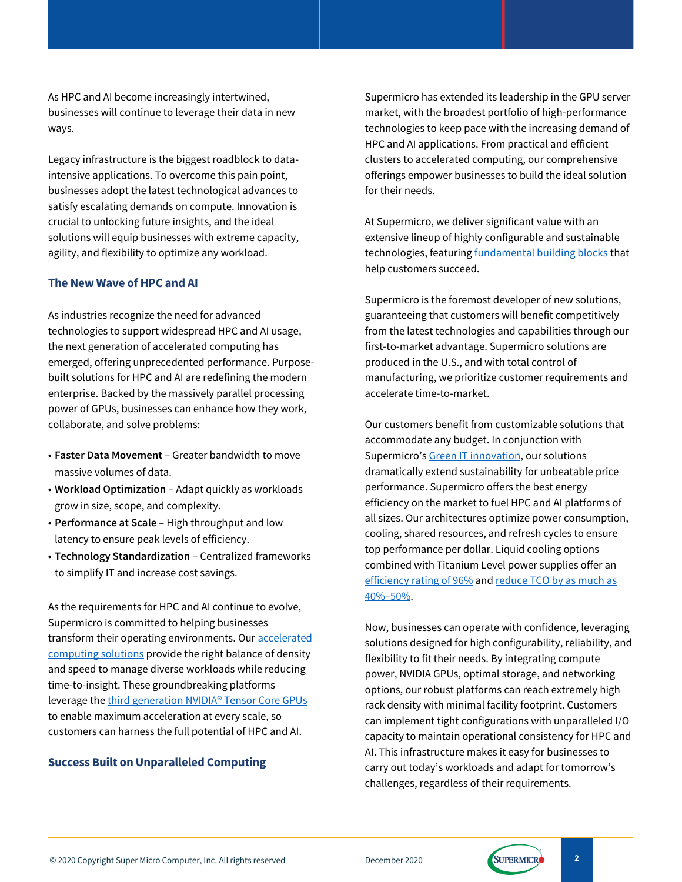As HPC and AI become increasingly intertwined, businesses will continue to leverage their data in new ways.

Legacy infrastructure is the biggest roadblock to data-intensive applications. To overcome this pain point, businesses adopt the latest technological advances to satisfy escalating demands on compute. Innovation is crucial to unlocking future insights, and the ideal solutions will equip businesses with extreme capacity, agility, and flexibility to optimize any workload.

## The New Wave of HPC and AI

As industries recognize the need for advanced technologies to support widespread HPC and AI usage, the next generation of accelerated computing has emerged, offering unprecedented performance. Purpose-built solutions for HPC and AI are redefining the modern enterprise. Backed by the massively parallel processing power of GPUs, businesses can enhance how they work, collaborate, and solve problems:

- **Faster Data Movement** – Greater bandwidth to move massive volumes of data.
- **Workload Optimization** – Adapt quickly as workloads grow in size, scope, and complexity.
- **Performance at Scale** – High throughput and low latency to ensure peak levels of efficiency.
- **Technology Standardization** – Centralized frameworks to simplify IT and increase cost savings.

As the requirements for HPC and AI continue to evolve, Supermicro is committed to helping businesses transform their operating environments. Our accelerated computing solutions provide the right balance of density and speed to manage diverse workloads while reducing time-to-insight. These groundbreaking platforms leverage the third generation NVIDIA® Tensor Core GPUs to enable maximum acceleration at every scale, so customers can harness the full potential of HPC and AI.

## Success Built on Unparalleled Computing

Supermicro has extended its leadership in the GPU server market, with the broadest portfolio of high-performance technologies to keep pace with the increasing demand of HPC and AI applications. From practical and efficient clusters to accelerated computing, our comprehensive offerings empower businesses to build the ideal solution for their needs.

At Supermicro, we deliver significant value with an extensive lineup of highly configurable and sustainable technologies, featuring fundamental building blocks that help customers succeed.

Supermicro is the foremost developer of new solutions, guaranteeing that customers will benefit competitively from the latest technologies and capabilities through our first-to-market advantage. Supermicro solutions are produced in the U.S., and with total control of manufacturing, we prioritize customer requirements and accelerate time-to-market.

Our customers benefit from customizable solutions that accommodate any budget. In conjunction with Supermicro's Green IT innovation, our solutions dramatically extend sustainability for unbeatable price performance. Supermicro offers the best energy efficiency on the market to fuel HPC and AI platforms of all sizes. Our architectures optimize power consumption, cooling, shared resources, and refresh cycles to ensure top performance per dollar. Liquid cooling options combined with Titanium Level power supplies offer an efficiency rating of 96% and reduce TCO by as much as 40%–50%.

Now, businesses can operate with confidence, leveraging solutions designed for high configurability, reliability, and flexibility to fit their needs. By integrating compute power, NVIDIA GPUs, optimal storage, and networking options, our robust platforms can reach extremely high rack density with minimal facility footprint. Customers can implement tight configurations with unparalleled I/O capacity to maintain operational consistency for HPC and AI. This infrastructure makes it easy for businesses to carry out today's workloads and adapt for tomorrow's challenges, regardless of their requirements.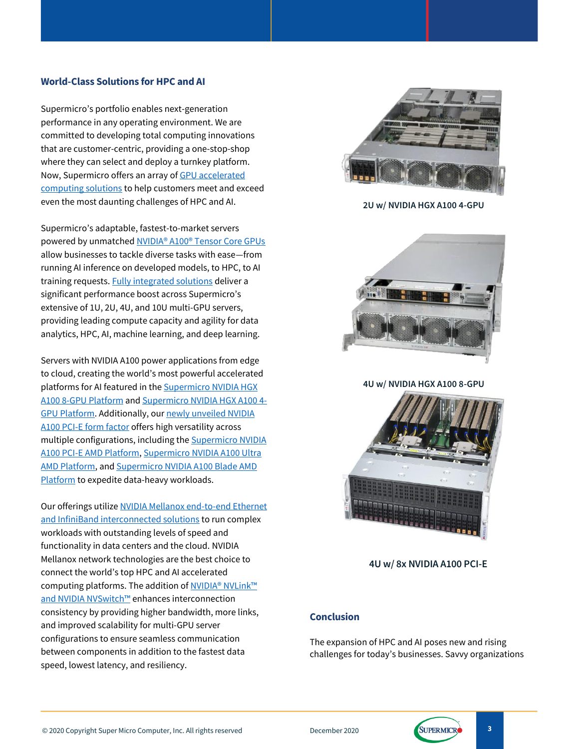## World-Class Solutions for HPC and AI

Supermicro's portfolio enables next-generation performance in any operating environment. We are committed to developing total computing innovations that are customer-centric, providing a one-stop-shop where they can select and deploy a turnkey platform. Now, Supermicro offers an array of GPU accelerated computing solutions to help customers meet and exceed even the most daunting challenges of HPC and AI.

Supermicro's adaptable, fastest-to-market servers powered by unmatched NVIDIA® A100® Tensor Core GPUs allow businesses to tackle diverse tasks with ease—from running AI inference on developed models, to HPC, to AI training requests. Fully integrated solutions deliver a significant performance boost across Supermicro's extensive of 1U, 2U, 4U, and 10U multi-GPU servers, providing leading compute capacity and agility for data analytics, HPC, AI, machine learning, and deep learning.

Servers with NVIDIA A100 power applications from edge to cloud, creating the world's most powerful accelerated platforms for AI featured in the Supermicro NVIDIA HGX A100 8-GPU Platform and Supermicro NVIDIA HGX A100 4-GPU Platform. Additionally, our newly unveiled NVIDIA A100 PCI-E form factor offers high versatility across multiple configurations, including the Supermicro NVIDIA A100 PCI-E AMD Platform, Supermicro NVIDIA A100 Ultra AMD Platform, and Supermicro NVIDIA A100 Blade AMD Platform to expedite data-heavy workloads.

Our offerings utilize NVIDIA Mellanox end-to-end Ethernet and InfiniBand interconnected solutions to run complex workloads with outstanding levels of speed and functionality in data centers and the cloud. NVIDIA Mellanox network technologies are the best choice to connect the world's top HPC and AI accelerated computing platforms. The addition of NVIDIA® NVLink™ and NVIDIA NVSwitch™ enhances interconnection consistency by providing higher bandwidth, more links, and improved scalability for multi-GPU server configurations to ensure seamless communication between components in addition to the fastest data speed, lowest latency, and resiliency.

2U w/ NVIDIA HGX A100 4-GPU

4U w/ NVIDIA HGX A100 8-GPU

4U w/ 8x NVIDIA A100 PCI-E

## Conclusion

The expansion of HPC and AI poses new and rising challenges for today's businesses. Savvy organizations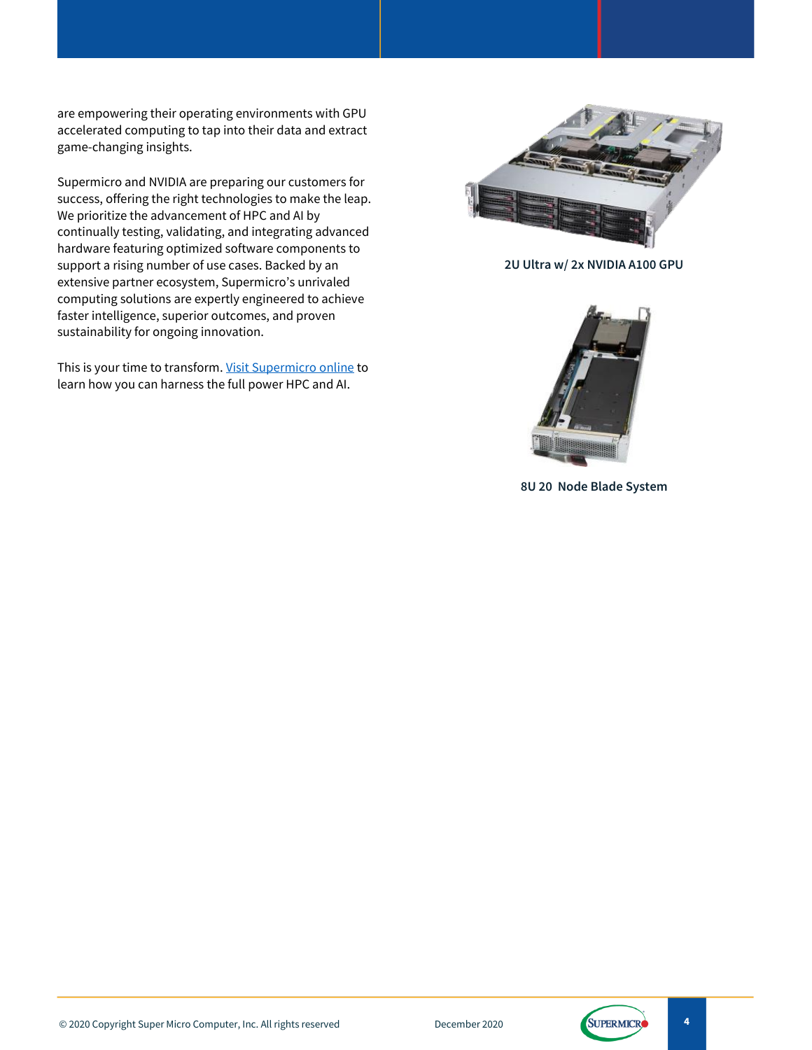are empowering their operating environments with GPU accelerated computing to tap into their data and extract game-changing insights.

Supermicro and NVIDIA are preparing our customers for success, offering the right technologies to make the leap. We prioritize the advancement of HPC and AI by continually testing, validating, and integrating advanced hardware featuring optimized software components to support a rising number of use cases. Backed by an extensive partner ecosystem, Supermicro's unrivaled computing solutions are expertly engineered to achieve faster intelligence, superior outcomes, and proven sustainability for ongoing innovation.

This is your time to transform. [Visit Supermicro online] to learn how you can harness the full power HPC and AI.

**2U Ultra w/ 2x NVIDIA A100 GPU**

**8U 20 Node Blade System**